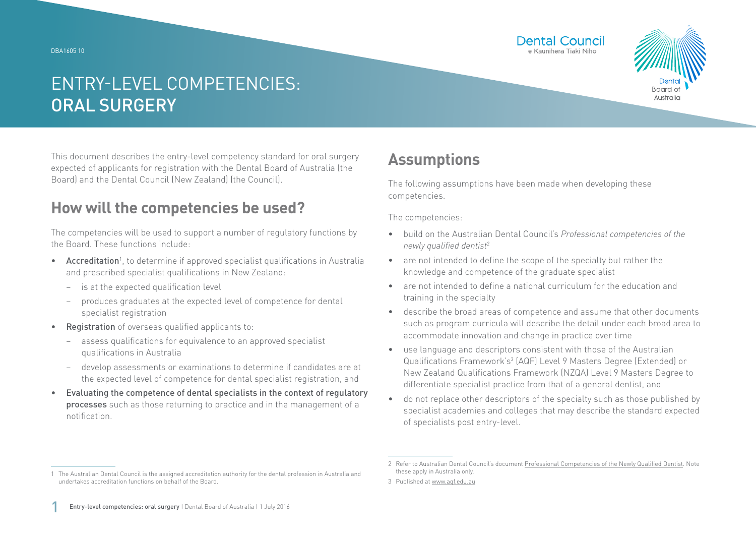DBA1605 10

# ENTRY-LEVEL COMPETENCIES: ORAL SURGERY

This document describes the entry-level competency standard for oral surgery expected of applicants for registration with the Dental Board of Australia (the Board) and the Dental Council (New Zealand) (the Council).

## How will the competencies be used?

The competencies will be used to support a number of regulatory functions by the Board. These functions include:

- **Accreditation**[1], to determine if approved specialist qualifications in Australia and prescribed specialist qualifications in New Zealand:
  - is at the expected qualification level
  - produces graduates at the expected level of competence for dental specialist registration
- **Registration** of overseas qualified applicants to:
  - assess qualifications for equivalence to an approved specialist qualifications in Australia
  - develop assessments or examinations to determine if candidates are at the expected level of competence for dental specialist registration, and
- **Evaluating the competence of dental specialists in the context of regulatory processes** such as those returning to practice and in the management of a notification.

## Assumptions

The following assumptions have been made when developing these competencies.

The competencies:

- build on the Australian Dental Council's *Professional competencies of the newly qualified dentist*[2]
- are not intended to define the scope of the specialty but rather the knowledge and competence of the graduate specialist
- are not intended to define a national curriculum for the education and training in the specialty
- describe the broad areas of competence and assume that other documents such as program curricula will describe the detail under each broad area to accommodate innovation and change in practice over time
- use language and descriptors consistent with those of the Australian Qualifications Framework's[3] (AQF) Level 9 Masters Degree (Extended) or New Zealand Qualifications Framework (NZQA) Level 9 Masters Degree to differentiate specialist practice from that of a general dentist, and
- do not replace other descriptors of the specialty such as those published by specialist academies and colleges that may describe the standard expected of specialists post entry-level.

---

1 The Australian Dental Council is the assigned accreditation authority for the dental profession in Australia and undertakes accreditation functions on behalf of the Board.

2 Refer to Australian Dental Council's document Professional Competencies of the Newly Qualified Dentist. Note these apply in Australia only.

3 Published at www.aqf.edu.au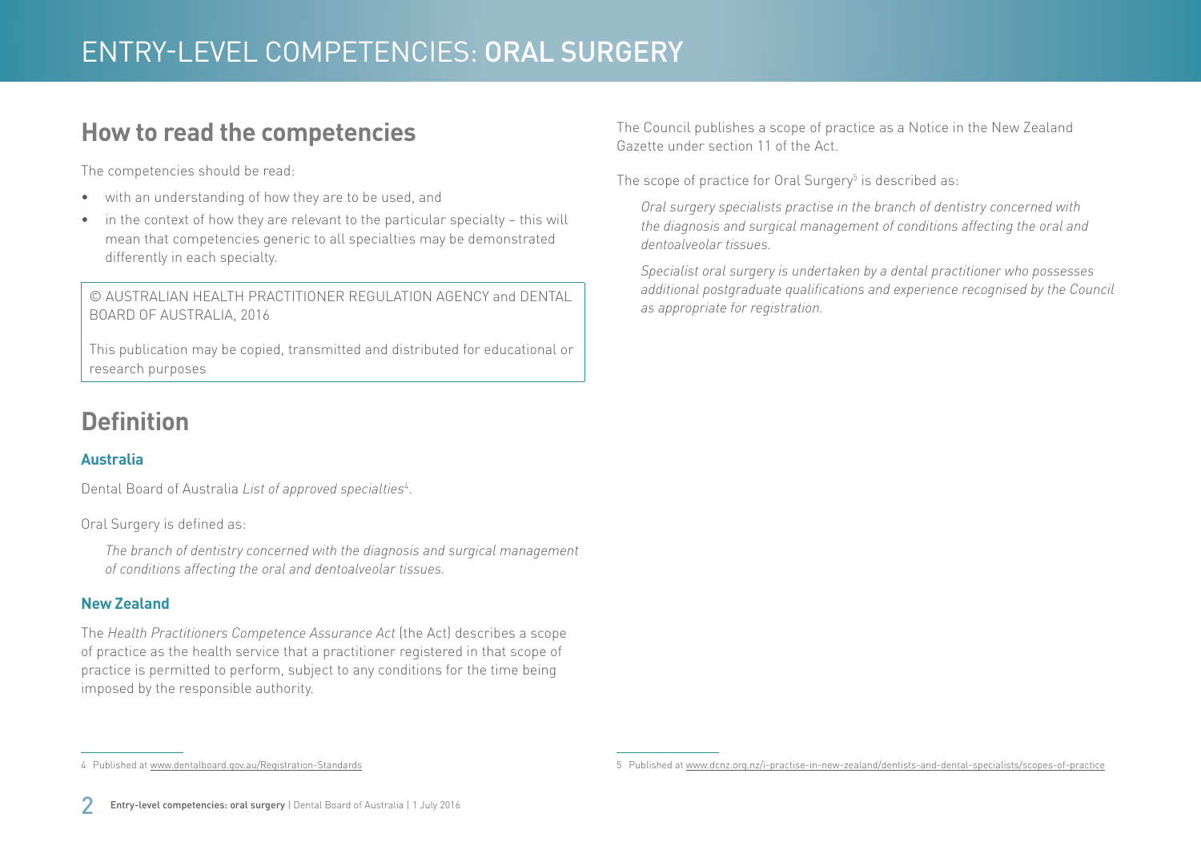## How to read the competencies

The competencies should be read:

- with an understanding of how they are to be used, and
- in the context of how they are relevant to the particular specialty – this will mean that competencies generic to all specialties may be demonstrated differently in each specialty.

© AUSTRALIAN HEALTH PRACTITIONER REGULATION AGENCY and DENTAL BOARD OF AUSTRALIA, 2016

This publication may be copied, transmitted and distributed for educational or research purposes

## Definition

### Australia

Dental Board of Australia *List of approved specialties*[4].

Oral Surgery is defined as:

> *The branch of dentistry concerned with the diagnosis and surgical management of conditions affecting the oral and dentoalveolar tissues.*

### New Zealand

The *Health Practitioners Competence Assurance Act* (the Act) describes a scope of practice as the health service that a practitioner registered in that scope of practice is permitted to perform, subject to any conditions for the time being imposed by the responsible authority.

The Council publishes a scope of practice as a Notice in the New Zealand Gazette under section 11 of the Act.

The scope of practice for Oral Surgery[5] is described as:

> *Oral surgery specialists practise in the branch of dentistry concerned with the diagnosis and surgical management of conditions affecting the oral and dentoalveolar tissues.*
>
> *Specialist oral surgery is undertaken by a dental practitioner who possesses additional postgraduate qualifications and experience recognised by the Council as appropriate for registration.*

---

4 Published at www.dentalboard.gov.au/Registration-Standards

5 Published at www.dcnz.org.nz/i-practise-in-new-zealand/dentists-and-dental-specialists/scopes-of-practice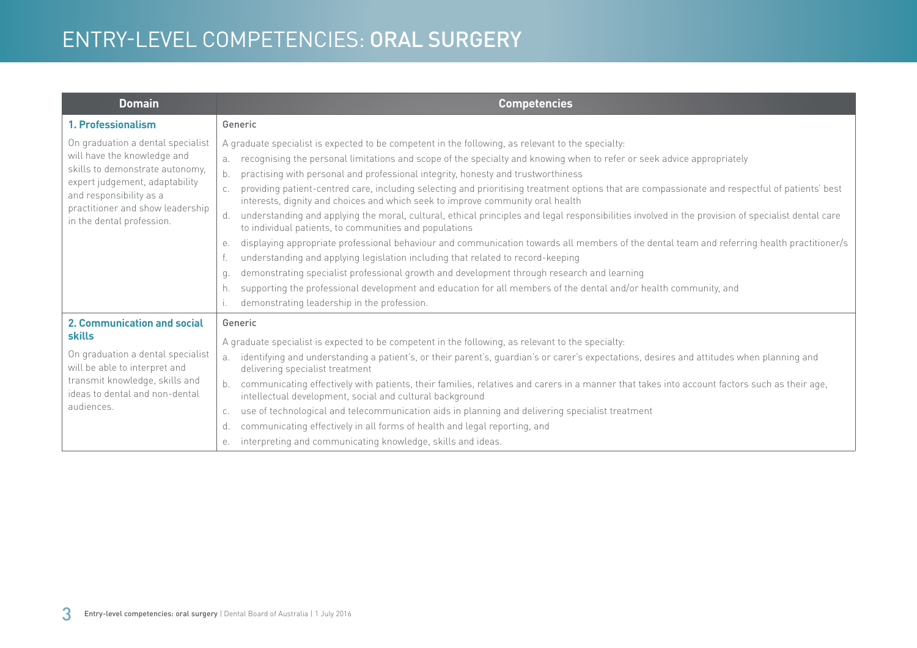# ENTRY-LEVEL COMPETENCIES: ORAL SURGERY

| Domain | Competencies |
|---|---|
| **1. Professionalism**<br><br>On graduation a dental specialist will have the knowledge and skills to demonstrate autonomy, expert judgement, adaptability and responsibility as a practitioner and show leadership in the dental profession. | Generic<br><br>A graduate specialist is expected to be competent in the following, as relevant to the specialty:<br>a. recognising the personal limitations and scope of the specialty and knowing when to refer or seek advice appropriately<br>b. practising with personal and professional integrity, honesty and trustworthiness<br>c. providing patient-centred care, including selecting and prioritising treatment options that are compassionate and respectful of patients' best interests, dignity and choices and which seek to improve community oral health<br>d. understanding and applying the moral, cultural, ethical principles and legal responsibilities involved in the provision of specialist dental care to individual patients, to communities and populations<br>e. displaying appropriate professional behaviour and communication towards all members of the dental team and referring health practitioner/s<br>f. understanding and applying legislation including that related to record-keeping<br>g. demonstrating specialist professional growth and development through research and learning<br>h. supporting the professional development and education for all members of the dental and/or health community, and<br>i. demonstrating leadership in the profession. |
| **2. Communication and social skills**<br><br>On graduation a dental specialist will be able to interpret and transmit knowledge, skills and ideas to dental and non-dental audiences. | Generic<br><br>A graduate specialist is expected to be competent in the following, as relevant to the specialty:<br>a. identifying and understanding a patient's, or their parent's, guardian's or carer's expectations, desires and attitudes when planning and delivering specialist treatment<br>b. communicating effectively with patients, their families, relatives and carers in a manner that takes into account factors such as their age, intellectual development, social and cultural background<br>c. use of technological and telecommunication aids in planning and delivering specialist treatment<br>d. communicating effectively in all forms of health and legal reporting, and<br>e. interpreting and communicating knowledge, skills and ideas. |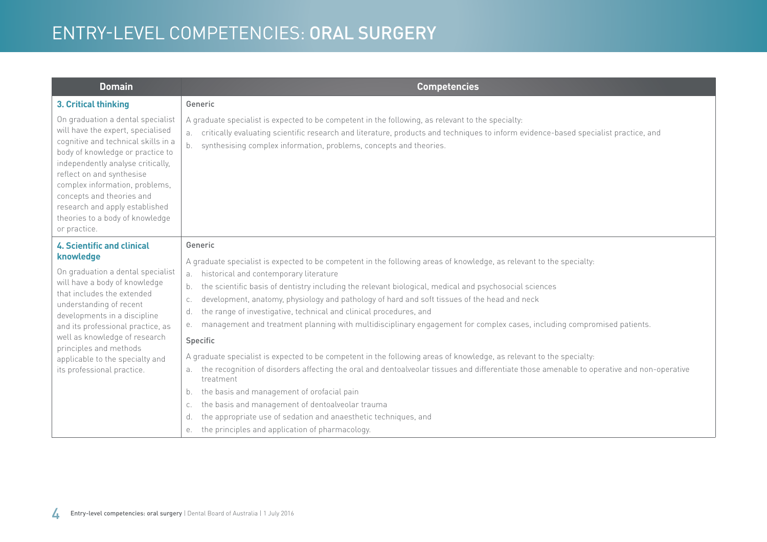# ENTRY-LEVEL COMPETENCIES: ORAL SURGERY

| Domain | Competencies |
|---|---|
| **3. Critical thinking**<br><br>On graduation a dental specialist will have the expert, specialised cognitive and technical skills in a body of knowledge or practice to independently analyse critically, reflect on and synthesise complex information, problems, concepts and theories and research and apply established theories to a body of knowledge or practice. | Generic<br><br>A graduate specialist is expected to be competent in the following, as relevant to the specialty:<br>a. critically evaluating scientific research and literature, products and techniques to inform evidence-based specialist practice, and<br>b. synthesising complex information, problems, concepts and theories. |
| **4. Scientific and clinical knowledge**<br><br>On graduation a dental specialist will have a body of knowledge that includes the extended understanding of recent developments in a discipline and its professional practice, as well as knowledge of research principles and methods applicable to the specialty and its professional practice. | Generic<br><br>A graduate specialist is expected to be competent in the following areas of knowledge, as relevant to the specialty:<br>a. historical and contemporary literature<br>b. the scientific basis of dentistry including the relevant biological, medical and psychosocial sciences<br>c. development, anatomy, physiology and pathology of hard and soft tissues of the head and neck<br>d. the range of investigative, technical and clinical procedures, and<br>e. management and treatment planning with multidisciplinary engagement for complex cases, including compromised patients.<br><br>Specific<br><br>A graduate specialist is expected to be competent in the following areas of knowledge, as relevant to the specialty:<br>a. the recognition of disorders affecting the oral and dentoalveolar tissues and differentiate those amenable to operative and non-operative treatment<br>b. the basis and management of orofacial pain<br>c. the basis and management of dentoalveolar trauma<br>d. the appropriate use of sedation and anaesthetic techniques, and<br>e. the principles and application of pharmacology. |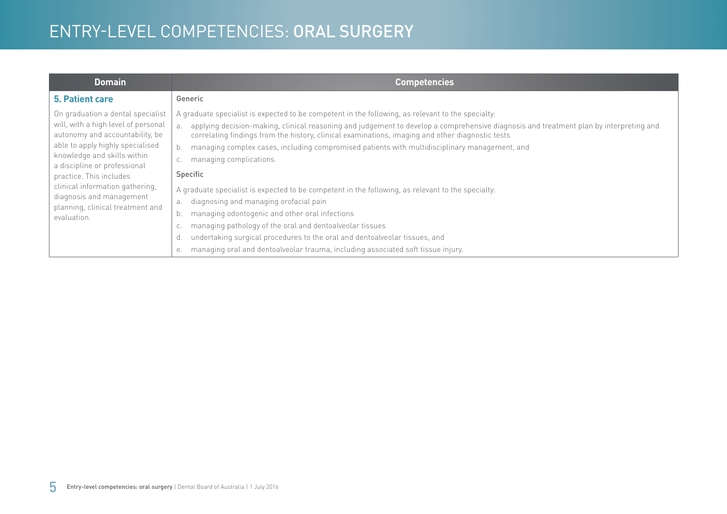# ENTRY-LEVEL COMPETENCIES: ORAL SURGERY

| Domain | Competencies |
|---|---|
| **5. Patient care**<br><br>On graduation a dental specialist will, with a high level of personal autonomy and accountability, be able to apply highly specialised knowledge and skills within a discipline or professional practice. This includes clinical information gathering, diagnosis and management planning, clinical treatment and evaluation. | Generic<br><br>A graduate specialist is expected to be competent in the following, as relevant to the specialty:<br>a. applying decision-making, clinical reasoning and judgement to develop a comprehensive diagnosis and treatment plan by interpreting and correlating findings from the history, clinical examinations, imaging and other diagnostic tests<br>b. managing complex cases, including compromised patients with multidisciplinary management, and<br>c. managing complications.<br><br>Specific<br><br>A graduate specialist is expected to be competent in the following, as relevant to the specialty:<br>a. diagnosing and managing orofacial pain<br>b. managing odontogenic and other oral infections<br>c. managing pathology of the oral and dentoalveolar tissues<br>d. undertaking surgical procedures to the oral and dentoalveolar tissues, and<br>e. managing oral and dentoalveolar trauma, including associated soft tissue injury. |